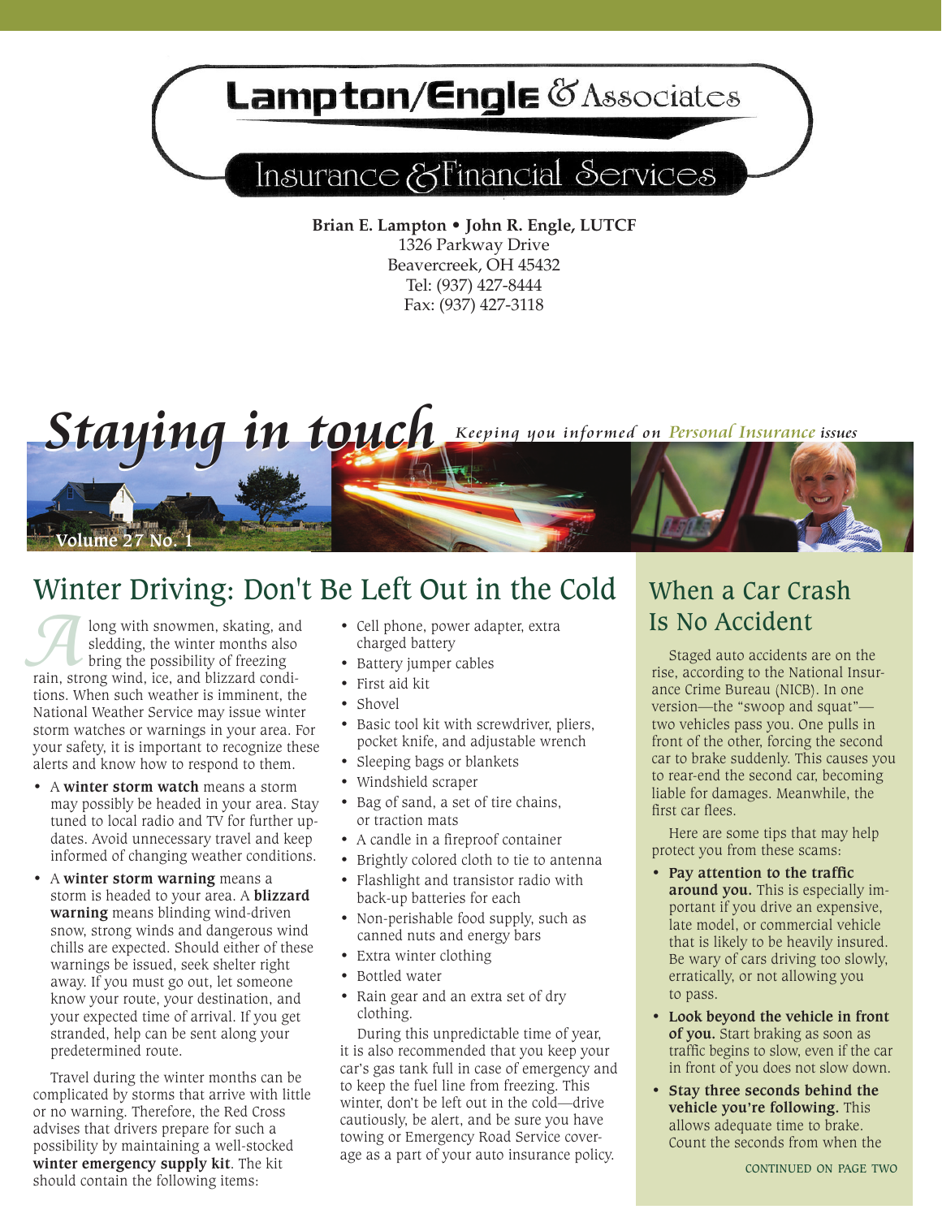# Lampton/Engle & Associates

## Insurance & Financial Services

**Brian E. Lampton • John R. Engle, LUTCF**
1326 Parkway Drive
Beavercreek, OH 45432
Tel: (937) 427-8444
Fax: (937) 427-3118

# *Staying in touch*

*Keeping you informed on Personal Insurance issues*

Volume 27 No. 1

## Winter Driving: Don't Be Left Out in the Cold

Along with snowmen, skating, and sledding, the winter months also bring the possibility of freezing rain, strong wind, ice, and blizzard conditions. When such weather is imminent, the National Weather Service may issue winter storm watches or warnings in your area. For your safety, it is important to recognize these alerts and know how to respond to them.

- A **winter storm watch** means a storm may possibly be headed in your area. Stay tuned to local radio and TV for further updates. Avoid unnecessary travel and keep informed of changing weather conditions.
- A **winter storm warning** means a storm is headed to your area. A **blizzard warning** means blinding wind-driven snow, strong winds and dangerous wind chills are expected. Should either of these warnings be issued, seek shelter right away. If you must go out, let someone know your route, your destination, and your expected time of arrival. If you get stranded, help can be sent along your predetermined route.

Travel during the winter months can be complicated by storms that arrive with little or no warning. Therefore, the Red Cross advises that drivers prepare for such a possibility by maintaining a well-stocked **winter emergency supply kit**. The kit should contain the following items:

- Cell phone, power adapter, extra charged battery
- Battery jumper cables
- First aid kit
- Shovel
- Basic tool kit with screwdriver, pliers, pocket knife, and adjustable wrench
- Sleeping bags or blankets
- Windshield scraper
- Bag of sand, a set of tire chains, or traction mats
- A candle in a fireproof container
- Brightly colored cloth to tie to antenna
- Flashlight and transistor radio with back-up batteries for each
- Non-perishable food supply, such as canned nuts and energy bars
- Extra winter clothing
- Bottled water
- Rain gear and an extra set of dry clothing.

During this unpredictable time of year, it is also recommended that you keep your car's gas tank full in case of emergency and to keep the fuel line from freezing. This winter, don't be left out in the cold—drive cautiously, be alert, and be sure you have towing or Emergency Road Service coverage as a part of your auto insurance policy.

## When a Car Crash Is No Accident

Staged auto accidents are on the rise, according to the National Insurance Crime Bureau (NICB). In one version—the "swoop and squat"—two vehicles pass you. One pulls in front of the other, forcing the second car to brake suddenly. This causes you to rear-end the second car, becoming liable for damages. Meanwhile, the first car flees.

Here are some tips that may help protect you from these scams:

- **Pay attention to the traffic around you.** This is especially important if you drive an expensive, late model, or commercial vehicle that is likely to be heavily insured. Be wary of cars driving too slowly, erratically, or not allowing you to pass.
- **Look beyond the vehicle in front of you.** Start braking as soon as traffic begins to slow, even if the car in front of you does not slow down.
- **Stay three seconds behind the vehicle you're following.** This allows adequate time to brake. Count the seconds from when the

CONTINUED ON PAGE TWO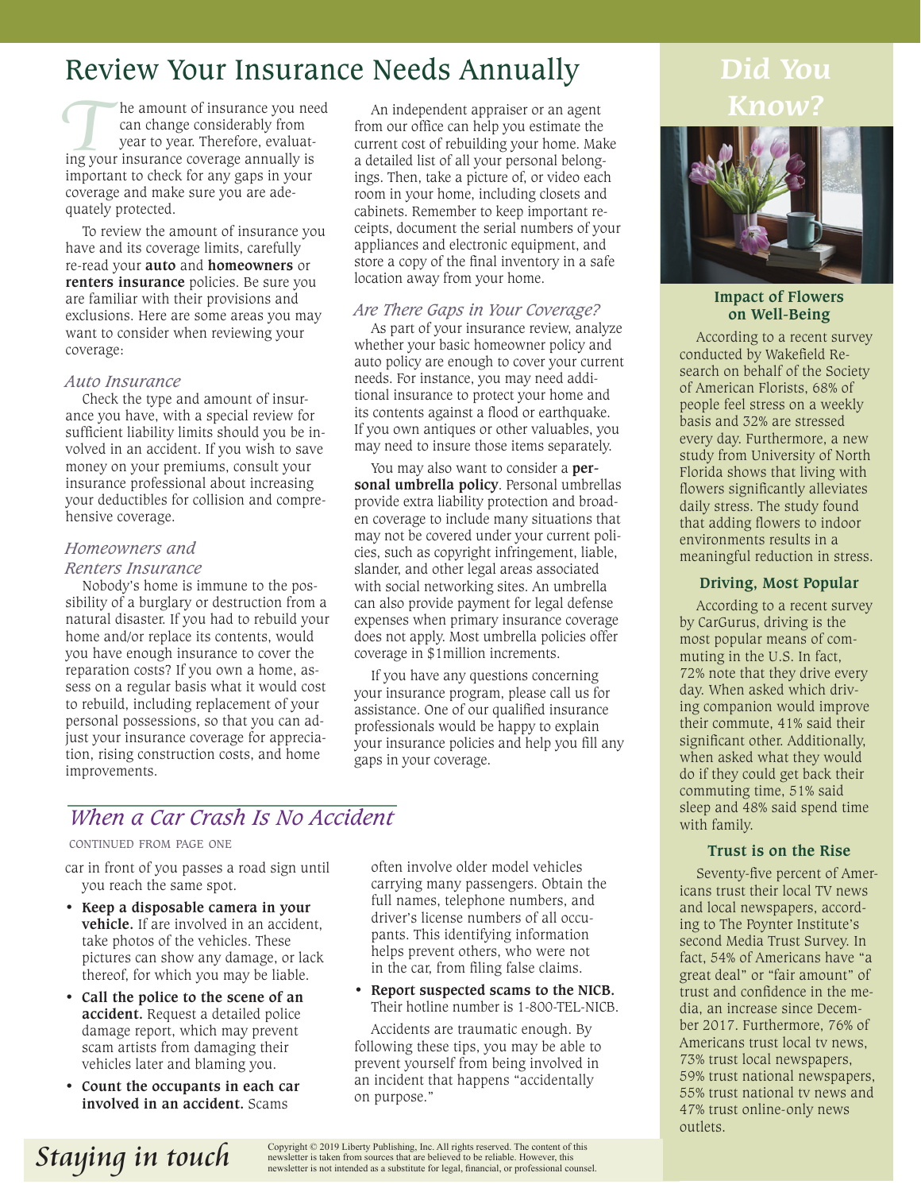# Review Your Insurance Needs Annually

The amount of insurance you need can change considerably from year to year. Therefore, evaluating your insurance coverage annually is important to check for any gaps in your coverage and make sure you are adequately protected.

To review the amount of insurance you have and its coverage limits, carefully re-read your **auto** and **homeowners** or **renters insurance** policies. Be sure you are familiar with their provisions and exclusions. Here are some areas you may want to consider when reviewing your coverage:

### *Auto Insurance*

Check the type and amount of insurance you have, with a special review for sufficient liability limits should you be involved in an accident. If you wish to save money on your premiums, consult your insurance professional about increasing your deductibles for collision and comprehensive coverage.

### *Homeowners and Renters Insurance*

Nobody's home is immune to the possibility of a burglary or destruction from a natural disaster. If you had to rebuild your home and/or replace its contents, would you have enough insurance to cover the reparation costs? If you own a home, assess on a regular basis what it would cost to rebuild, including replacement of your personal possessions, so that you can adjust your insurance coverage for appreciation, rising construction costs, and home improvements.

An independent appraiser or an agent from our office can help you estimate the current cost of rebuilding your home. Make a detailed list of all your personal belongings. Then, take a picture of, or video each room in your home, including closets and cabinets. Remember to keep important receipts, document the serial numbers of your appliances and electronic equipment, and store a copy of the final inventory in a safe location away from your home.

### *Are There Gaps in Your Coverage?*

As part of your insurance review, analyze whether your basic homeowner policy and auto policy are enough to cover your current needs. For instance, you may need additional insurance to protect your home and its contents against a flood or earthquake. If you own antiques or other valuables, you may need to insure those items separately.

You may also want to consider a **personal umbrella policy**. Personal umbrellas provide extra liability protection and broaden coverage to include many situations that may not be covered under your current policies, such as copyright infringement, liable, slander, and other legal areas associated with social networking sites. An umbrella can also provide payment for legal defense expenses when primary insurance coverage does not apply. Most umbrella policies offer coverage in $1million increments.

If you have any questions concerning your insurance program, please call us for assistance. One of our qualified insurance professionals would be happy to explain your insurance policies and help you fill any gaps in your coverage.

## *When a Car Crash Is No Accident*

CONTINUED FROM PAGE ONE

car in front of you passes a road sign until you reach the same spot.

- **Keep a disposable camera in your vehicle.** If are involved in an accident, take photos of the vehicles. These pictures can show any damage, or lack thereof, for which you may be liable.
- **Call the police to the scene of an accident.** Request a detailed police damage report, which may prevent scam artists from damaging their vehicles later and blaming you.
- **Count the occupants in each car involved in an accident.** Scams often involve older model vehicles carrying many passengers. Obtain the full names, telephone numbers, and driver's license numbers of all occupants. This identifying information helps prevent others, who were not in the car, from filing false claims.
- **Report suspected scams to the NICB.** Their hotline number is 1-800-TEL-NICB.

Accidents are traumatic enough. By following these tips, you may be able to prevent yourself from being involved in an incident that happens "accidentally on purpose."

## *Did You Know?*

### Impact of Flowers on Well-Being

According to a recent survey conducted by Wakefield Research on behalf of the Society of American Florists, 68% of people feel stress on a weekly basis and 32% are stressed every day. Furthermore, a new study from University of North Florida shows that living with flowers significantly alleviates daily stress. The study found that adding flowers to indoor environments results in a meaningful reduction in stress.

### Driving, Most Popular

According to a recent survey by CarGurus, driving is the most popular means of commuting in the U.S. In fact, 72% note that they drive every day. When asked which driving companion would improve their commute, 41% said their significant other. Additionally, when asked what they would do if they could get back their commuting time, 51% said sleep and 48% said spend time with family.

### Trust is on the Rise

Seventy-five percent of Americans trust their local TV news and local newspapers, according to The Poynter Institute's second Media Trust Survey. In fact, 54% of Americans have "a great deal" or "fair amount" of trust and confidence in the media, an increase since December 2017. Furthermore, 76% of Americans trust local tv news, 73% trust local newspapers, 59% trust national newspapers, 55% trust national tv news and 47% trust online-only news outlets.

*Staying in touch*

Copyright © 2019 Liberty Publishing, Inc. All rights reserved. The content of this newsletter is taken from sources that are believed to be reliable. However, this newsletter is not intended as a substitute for legal, financial, or professional counsel.